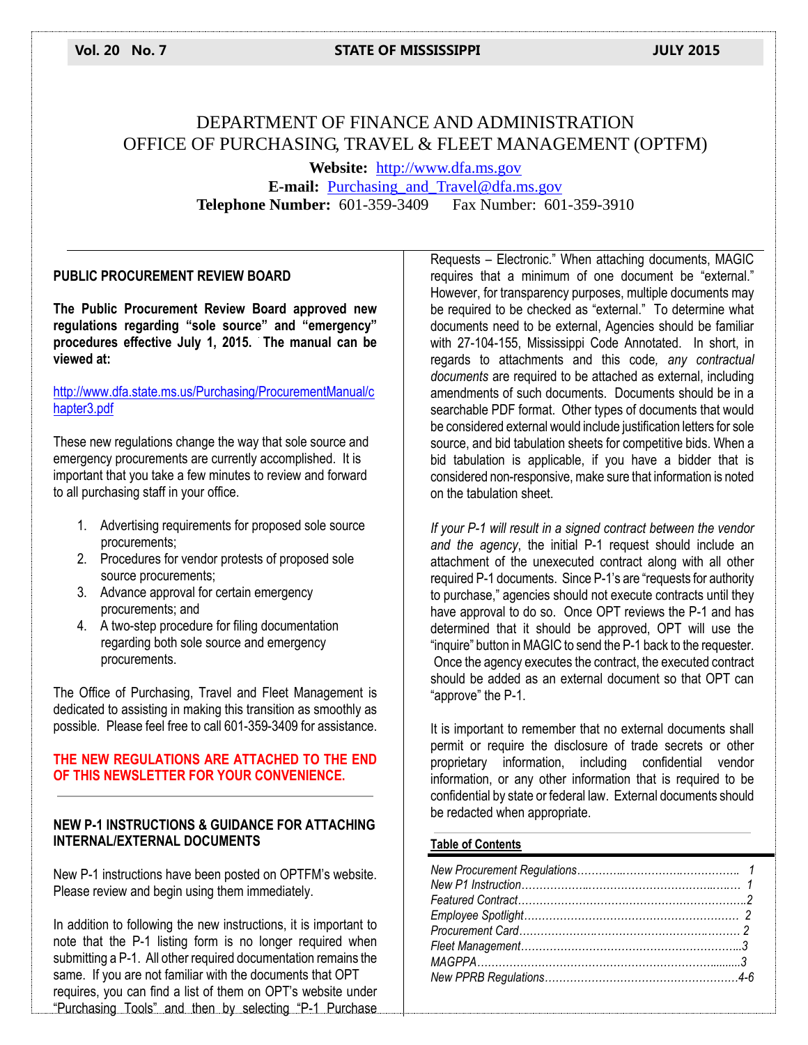# DEPARTMENT OF FINANCE AND ADMINISTRATION
# OFFICE OF PURCHASING, TRAVEL & FLEET MANAGEMENT (OPTFM)

**Website:** http://www.dfa.ms.gov
**E-mail:** Purchasing_and_Travel@dfa.ms.gov
**Telephone Number:** 601-359-3409 Fax Number: 601-359-3910

## PUBLIC PROCUREMENT REVIEW BOARD

**The Public Procurement Review Board approved new regulations regarding "sole source" and "emergency" procedures effective July 1, 2015. The manual can be viewed at:**

http://www.dfa.state.ms.us/Purchasing/ProcurementManual/chapter3.pdf

These new regulations change the way that sole source and emergency procurements are currently accomplished. It is important that you take a few minutes to review and forward to all purchasing staff in your office.

1. Advertising requirements for proposed sole source procurements;
2. Procedures for vendor protests of proposed sole source procurements;
3. Advance approval for certain emergency procurements; and
4. A two-step procedure for filing documentation regarding both sole source and emergency procurements.

The Office of Purchasing, Travel and Fleet Management is dedicated to assisting in making this transition as smoothly as possible. Please feel free to call 601-359-3409 for assistance.

**THE NEW REGULATIONS ARE ATTACHED TO THE END OF THIS NEWSLETTER FOR YOUR CONVENIENCE.**

---

## NEW P-1 INSTRUCTIONS & GUIDANCE FOR ATTACHING INTERNAL/EXTERNAL DOCUMENTS

New P-1 instructions have been posted on OPTFM's website. Please review and begin using them immediately.

In addition to following the new instructions, it is important to note that the P-1 listing form is no longer required when submitting a P-1. All other required documentation remains the same. If you are not familiar with the documents that OPT requires, you can find a list of them on OPT's website under "Purchasing Tools" and then by selecting "P-1 Purchase Requests – Electronic." When attaching documents, MAGIC requires that a minimum of one document be "external." However, for transparency purposes, multiple documents may be required to be checked as "external." To determine what documents need to be external, Agencies should be familiar with 27-104-155, Mississippi Code Annotated. In short, in regards to attachments and this code*, any contractual documents* are required to be attached as external, including amendments of such documents. Documents should be in a searchable PDF format. Other types of documents that would be considered external would include justification letters for sole source, and bid tabulation sheets for competitive bids. When a bid tabulation is applicable, if you have a bidder that is considered non-responsive, make sure that information is noted on the tabulation sheet.

*If your P-1 will result in a signed contract between the vendor and the agency*, the initial P-1 request should include an attachment of the unexecuted contract along with all other required P-1 documents. Since P-1's are "requests for authority to purchase," agencies should not execute contracts until they have approval to do so. Once OPT reviews the P-1 and has determined that it should be approved, OPT will use the "inquire" button in MAGIC to send the P-1 back to the requester. Once the agency executes the contract, the executed contract should be added as an external document so that OPT can "approve" the P-1.

It is important to remember that no external documents shall permit or require the disclosure of trade secrets or other proprietary information, including confidential vendor information, or any other information that is required to be confidential by state or federal law. External documents should be redacted when appropriate.

---

**Table of Contents**

*New Procurement Regulations* ... 1
*New P1 Instruction* ... 1
*Featured Contract* ... 2
*Employee Spotlight* ... 2
*Procurement Card* ... 2
*Fleet Management* ... 3
*MAGPPA* ... 3
*New PPRB Regulations* ... 4-6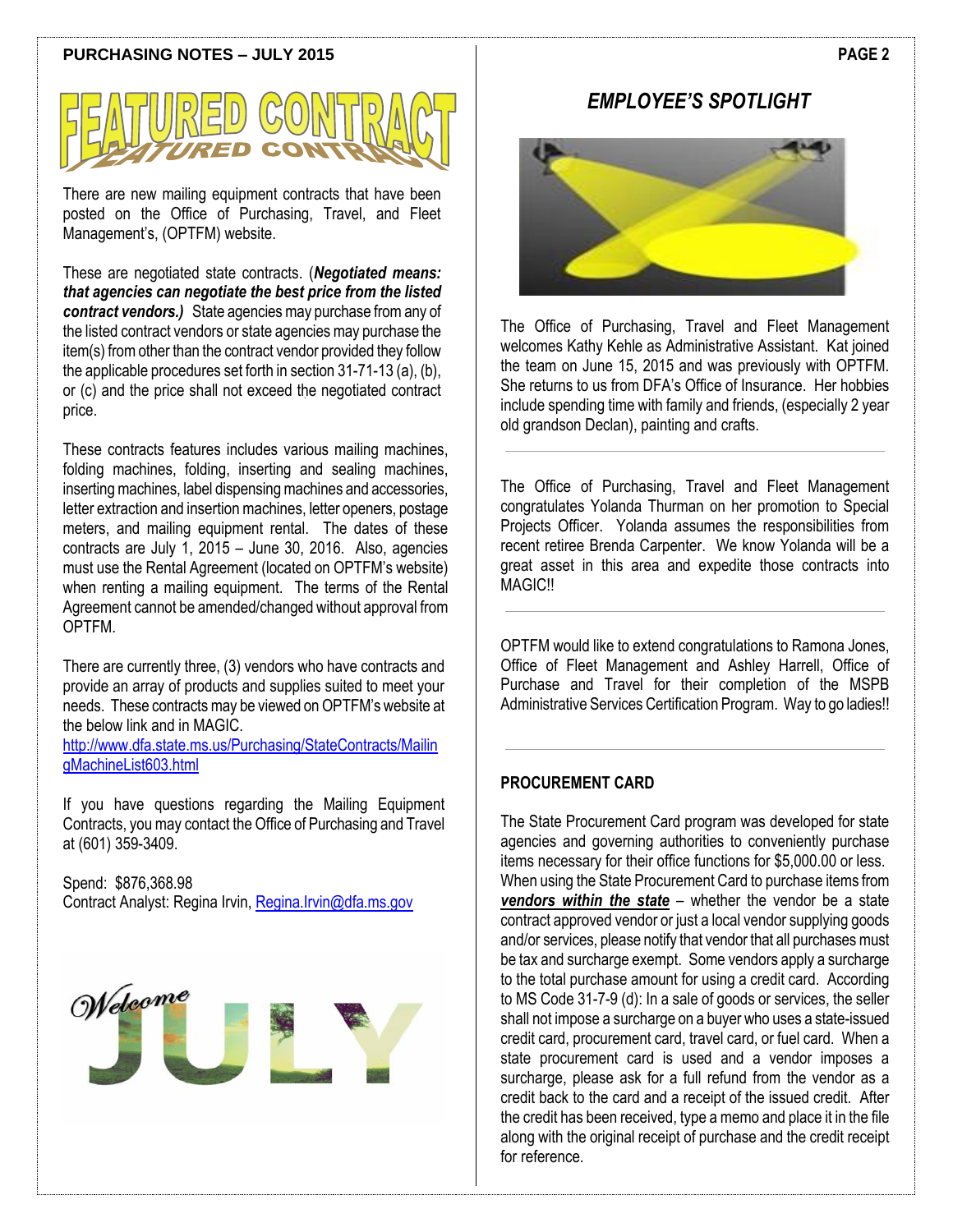## FEATURED CONTRACT

There are new mailing equipment contracts that have been posted on the Office of Purchasing, Travel, and Fleet Management's, (OPTFM) website.

These are negotiated state contracts. (***Negotiated means: that agencies can negotiate the best price from the listed contract vendors.)*** State agencies may purchase from any of the listed contract vendors or state agencies may purchase the item(s) from other than the contract vendor provided they follow the applicable procedures set forth in section 31-71-13 (a), (b), or (c) and the price shall not exceed the negotiated contract price.

These contracts features includes various mailing machines, folding machines, folding, inserting and sealing machines, inserting machines, label dispensing machines and accessories, letter extraction and insertion machines, letter openers, postage meters, and mailing equipment rental. The dates of these contracts are July 1, 2015 – June 30, 2016. Also, agencies must use the Rental Agreement (located on OPTFM's website) when renting a mailing equipment. The terms of the Rental Agreement cannot be amended/changed without approval from OPTFM.

There are currently three, (3) vendors who have contracts and provide an array of products and supplies suited to meet your needs. These contracts may be viewed on OPTFM's website at the below link and in MAGIC.
http://www.dfa.state.ms.us/Purchasing/StateContracts/MailingMachineList603.html

If you have questions regarding the Mailing Equipment Contracts, you may contact the Office of Purchasing and Travel at (601) 359-3409.

Spend: $876,368.98
Contract Analyst: Regina Irvin, Regina.Irvin@dfa.ms.gov

Welcome JULY

## *EMPLOYEE'S SPOTLIGHT*

The Office of Purchasing, Travel and Fleet Management welcomes Kathy Kehle as Administrative Assistant. Kat joined the team on June 15, 2015 and was previously with OPTFM. She returns to us from DFA's Office of Insurance. Her hobbies include spending time with family and friends, (especially 2 year old grandson Declan), painting and crafts.

---

The Office of Purchasing, Travel and Fleet Management congratulates Yolanda Thurman on her promotion to Special Projects Officer. Yolanda assumes the responsibilities from recent retiree Brenda Carpenter. We know Yolanda will be a great asset in this area and expedite those contracts into MAGIC!!

---

OPTFM would like to extend congratulations to Ramona Jones, Office of Fleet Management and Ashley Harrell, Office of Purchase and Travel for their completion of the MSPB Administrative Services Certification Program. Way to go ladies!!

---

### PROCUREMENT CARD

The State Procurement Card program was developed for state agencies and governing authorities to conveniently purchase items necessary for their office functions for $5,000.00 or less. When using the State Procurement Card to purchase items from ***vendors within the state*** – whether the vendor be a state contract approved vendor or just a local vendor supplying goods and/or services, please notify that vendor that all purchases must be tax and surcharge exempt. Some vendors apply a surcharge to the total purchase amount for using a credit card. According to MS Code 31-7-9 (d): In a sale of goods or services, the seller shall not impose a surcharge on a buyer who uses a state-issued credit card, procurement card, travel card, or fuel card. When a state procurement card is used and a vendor imposes a surcharge, please ask for a full refund from the vendor as a credit back to the card and a receipt of the issued credit. After the credit has been received, type a memo and place it in the file along with the original receipt of purchase and the credit receipt for reference.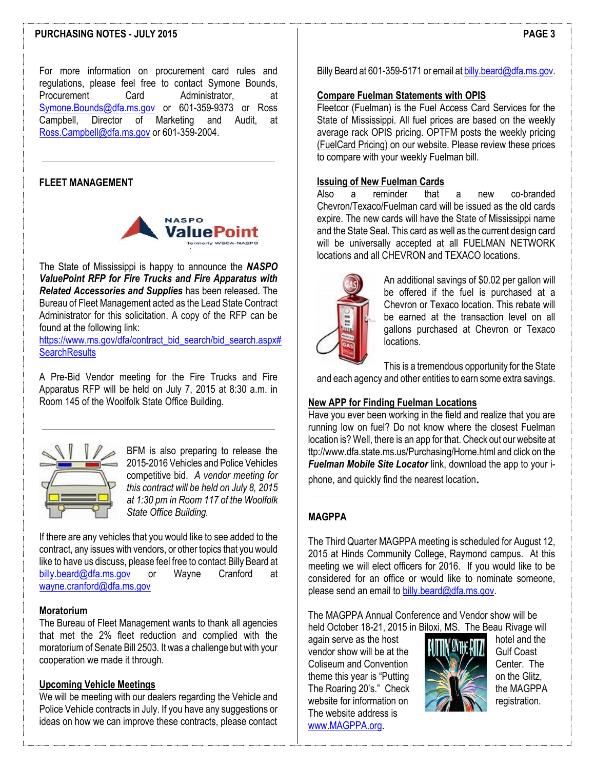For more information on procurement card rules and regulations, please feel free to contact Symone Bounds, Procurement Card Administrator, at Symone.Bounds@dfa.ms.gov or 601-359-9373 or Ross Campbell, Director of Marketing and Audit, at Ross.Campbell@dfa.ms.gov or 601-359-2004.

## FLEET MANAGEMENT

The State of Mississippi is happy to announce the ***NASPO ValuePoint RFP for Fire Trucks and Fire Apparatus with Related Accessories and Supplies*** has been released. The Bureau of Fleet Management acted as the Lead State Contract Administrator for this solicitation. A copy of the RFP can be found at the following link: https://www.ms.gov/dfa/contract_bid_search/bid_search.aspx#SearchResults

A Pre-Bid Vendor meeting for the Fire Trucks and Fire Apparatus RFP will be held on July 7, 2015 at 8:30 a.m. in Room 145 of the Woolfolk State Office Building.

BFM is also preparing to release the 2015-2016 Vehicles and Police Vehicles competitive bid. *A vendor meeting for this contract will be held on July 8, 2015 at 1:30 pm in Room 117 of the Woolfolk State Office Building.*

If there are any vehicles that you would like to see added to the contract, any issues with vendors, or other topics that you would like to have us discuss, please feel free to contact Billy Beard at billy.beard@dfa.ms.gov or Wayne Cranford at wayne.cranford@dfa.ms.gov

### Moratorium

The Bureau of Fleet Management wants to thank all agencies that met the 2% fleet reduction and complied with the moratorium of Senate Bill 2503. It was a challenge but with your cooperation we made it through.

### Upcoming Vehicle Meetings

We will be meeting with our dealers regarding the Vehicle and Police Vehicle contracts in July. If you have any suggestions or ideas on how we can improve these contracts, please contact Billy Beard at 601-359-5171 or email at billy.beard@dfa.ms.gov.

### Compare Fuelman Statements with OPIS

Fleetcor (Fuelman) is the Fuel Access Card Services for the State of Mississippi. All fuel prices are based on the weekly average rack OPIS pricing. OPTFM posts the weekly pricing (FuelCard Pricing) on our website. Please review these prices to compare with your weekly Fuelman bill.

### Issuing of New Fuelman Cards

Also a reminder that a new co-branded Chevron/Texaco/Fuelman card will be issued as the old cards expire. The new cards will have the State of Mississippi name and the State Seal. This card as well as the current design card will be universally accepted at all FUELMAN NETWORK locations and all CHEVRON and TEXACO locations.

An additional savings of $0.02 per gallon will be offered if the fuel is purchased at a Chevron or Texaco location. This rebate will be earned at the transaction level on all gallons purchased at Chevron or Texaco locations.

This is a tremendous opportunity for the State and each agency and other entities to earn some extra savings.

### New APP for Finding Fuelman Locations

Have you ever been working in the field and realize that you are running low on fuel? Do not know where the closest Fuelman location is? Well, there is an app for that. Check out our website at ttp://www.dfa.state.ms.us/Purchasing/Home.html and click on the ***Fuelman Mobile Site Locator*** link, download the app to your i-phone, and quickly find the nearest location.

## MAGPPA

The Third Quarter MAGPPA meeting is scheduled for August 12, 2015 at Hinds Community College, Raymond campus. At this meeting we will elect officers for 2016. If you would like to be considered for an office or would like to nominate someone, please send an email to billy.beard@dfa.ms.gov.

The MAGPPA Annual Conference and Vendor show will be held October 18-21, 2015 in Biloxi, MS. The Beau Rivage will again serve as the host hotel and the vendor show will be at the Coliseum and Convention Gulf Coast Center. The theme this year is "Putting on the Glitz, The Roaring 20's." Check the MAGPPA website for information on registration. The website address is www.MAGPPA.org.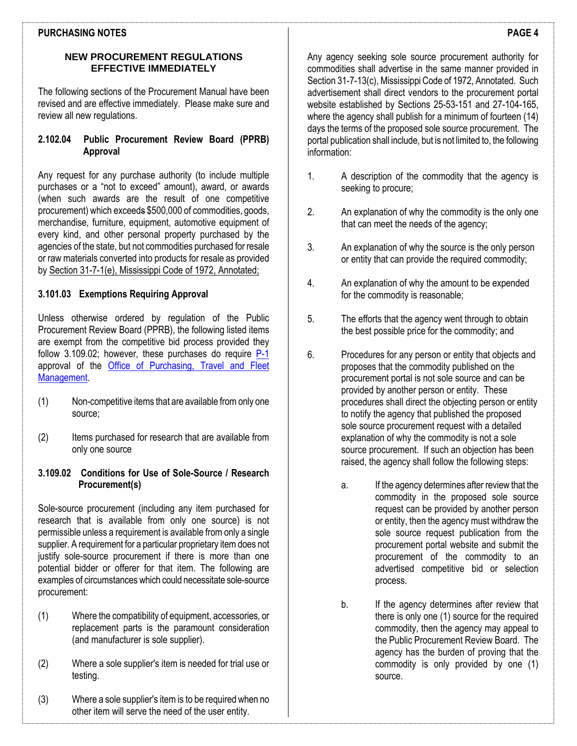## NEW PROCUREMENT REGULATIONS EFFECTIVE IMMEDIATELY

The following sections of the Procurement Manual have been revised and are effective immediately. Please make sure and review all new regulations.

### 2.102.04 Public Procurement Review Board (PPRB) Approval

Any request for any purchase authority (to include multiple purchases or a "not to exceed" amount), award, or awards (when such awards are the result of one competitive procurement) which exceeds $500,000 of commodities, goods, merchandise, furniture, equipment, automotive equipment of every kind, and other personal property purchased by the agencies of the state, but not commodities purchased for resale or raw materials converted into products for resale as provided by Section 31-7-1(e), Mississippi Code of 1972, Annotated;

### 3.101.03 Exemptions Requiring Approval

Unless otherwise ordered by regulation of the Public Procurement Review Board (PPRB), the following listed items are exempt from the competitive bid process provided they follow 3.109.02; however, these purchases do require P-1 approval of the Office of Purchasing, Travel and Fleet Management.

(1) Non-competitive items that are available from only one source;

(2) Items purchased for research that are available from only one source

### 3.109.02 Conditions for Use of Sole-Source / Research Procurement(s)

Sole-source procurement (including any item purchased for research that is available from only one source) is not permissible unless a requirement is available from only a single supplier. A requirement for a particular proprietary item does not justify sole-source procurement if there is more than one potential bidder or offerer for that item. The following are examples of circumstances which could necessitate sole-source procurement:

(1) Where the compatibility of equipment, accessories, or replacement parts is the paramount consideration (and manufacturer is sole supplier).

(2) Where a sole supplier's item is needed for trial use or testing.

(3) Where a sole supplier's item is to be required when no other item will serve the need of the user entity.

Any agency seeking sole source procurement authority for commodities shall advertise in the same manner provided in Section 31-7-13(c), Mississippi Code of 1972, Annotated. Such advertisement shall direct vendors to the procurement portal website established by Sections 25-53-151 and 27-104-165, where the agency shall publish for a minimum of fourteen (14) days the terms of the proposed sole source procurement. The portal publication shall include, but is not limited to, the following information:

1. A description of the commodity that the agency is seeking to procure;

2. An explanation of why the commodity is the only one that can meet the needs of the agency;

3. An explanation of why the source is the only person or entity that can provide the required commodity;

4. An explanation of why the amount to be expended for the commodity is reasonable;

5. The efforts that the agency went through to obtain the best possible price for the commodity; and

6. Procedures for any person or entity that objects and proposes that the commodity published on the procurement portal is not sole source and can be provided by another person or entity. These procedures shall direct the objecting person or entity to notify the agency that published the proposed sole source procurement request with a detailed explanation of why the commodity is not a sole source procurement. If such an objection has been raised, the agency shall follow the following steps:

   a. If the agency determines after review that the commodity in the proposed sole source request can be provided by another person or entity, then the agency must withdraw the sole source request publication from the procurement portal website and submit the procurement of the commodity to an advertised competitive bid or selection process.

   b. If the agency determines after review that there is only one (1) source for the required commodity, then the agency may appeal to the Public Procurement Review Board. The agency has the burden of proving that the commodity is only provided by one (1) source.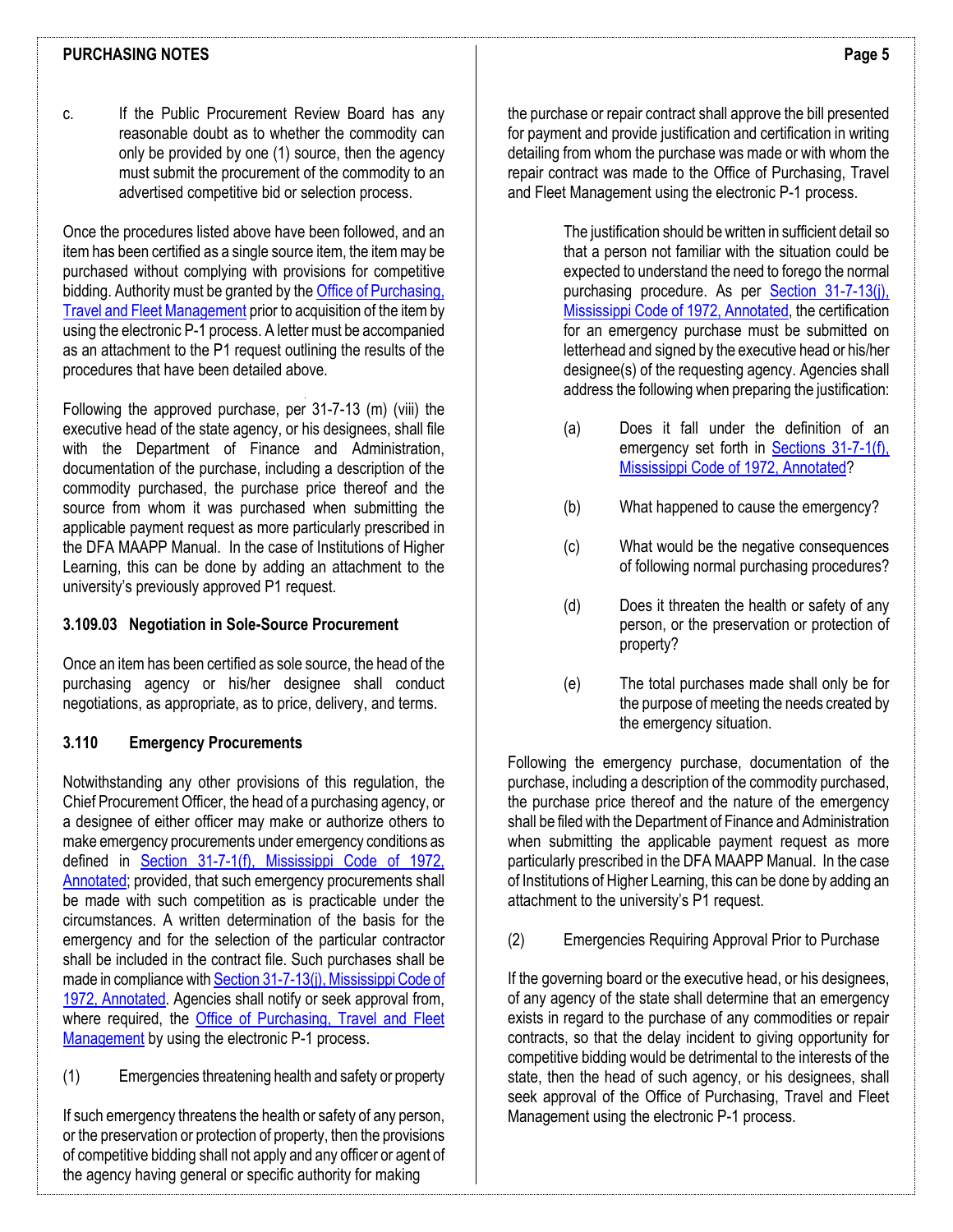c. If the Public Procurement Review Board has any reasonable doubt as to whether the commodity can only be provided by one (1) source, then the agency must submit the procurement of the commodity to an advertised competitive bid or selection process.

Once the procedures listed above have been followed, and an item has been certified as a single source item, the item may be purchased without complying with provisions for competitive bidding. Authority must be granted by the Office of Purchasing, Travel and Fleet Management prior to acquisition of the item by using the electronic P-1 process. A letter must be accompanied as an attachment to the P1 request outlining the results of the procedures that have been detailed above.

Following the approved purchase, per 31-7-13 (m) (viii) the executive head of the state agency, or his designees, shall file with the Department of Finance and Administration, documentation of the purchase, including a description of the commodity purchased, the purchase price thereof and the source from whom it was purchased when submitting the applicable payment request as more particularly prescribed in the DFA MAAPP Manual. In the case of Institutions of Higher Learning, this can be done by adding an attachment to the university's previously approved P1 request.

### 3.109.03 Negotiation in Sole-Source Procurement

Once an item has been certified as sole source, the head of the purchasing agency or his/her designee shall conduct negotiations, as appropriate, as to price, delivery, and terms.

### 3.110 Emergency Procurements

Notwithstanding any other provisions of this regulation, the Chief Procurement Officer, the head of a purchasing agency, or a designee of either officer may make or authorize others to make emergency procurements under emergency conditions as defined in Section 31-7-1(f), Mississippi Code of 1972, Annotated; provided, that such emergency procurements shall be made with such competition as is practicable under the circumstances. A written determination of the basis for the emergency and for the selection of the particular contractor shall be included in the contract file. Such purchases shall be made in compliance with Section 31-7-13(j), Mississippi Code of 1972, Annotated. Agencies shall notify or seek approval from, where required, the Office of Purchasing, Travel and Fleet Management by using the electronic P-1 process.

(1) Emergencies threatening health and safety or property

If such emergency threatens the health or safety of any person, or the preservation or protection of property, then the provisions of competitive bidding shall not apply and any officer or agent of the agency having general or specific authority for making the purchase or repair contract shall approve the bill presented for payment and provide justification and certification in writing detailing from whom the purchase was made or with whom the repair contract was made to the Office of Purchasing, Travel and Fleet Management using the electronic P-1 process.

> The justification should be written in sufficient detail so that a person not familiar with the situation could be expected to understand the need to forego the normal purchasing procedure. As per Section 31-7-13(j), Mississippi Code of 1972, Annotated, the certification for an emergency purchase must be submitted on letterhead and signed by the executive head or his/her designee(s) of the requesting agency. Agencies shall address the following when preparing the justification:
>
> (a) Does it fall under the definition of an emergency set forth in Sections 31-7-1(f), Mississippi Code of 1972, Annotated?
>
> (b) What happened to cause the emergency?
>
> (c) What would be the negative consequences of following normal purchasing procedures?
>
> (d) Does it threaten the health or safety of any person, or the preservation or protection of property?
>
> (e) The total purchases made shall only be for the purpose of meeting the needs created by the emergency situation.

Following the emergency purchase, documentation of the purchase, including a description of the commodity purchased, the purchase price thereof and the nature of the emergency shall be filed with the Department of Finance and Administration when submitting the applicable payment request as more particularly prescribed in the DFA MAAPP Manual. In the case of Institutions of Higher Learning, this can be done by adding an attachment to the university's P1 request.

(2) Emergencies Requiring Approval Prior to Purchase

If the governing board or the executive head, or his designees, of any agency of the state shall determine that an emergency exists in regard to the purchase of any commodities or repair contracts, so that the delay incident to giving opportunity for competitive bidding would be detrimental to the interests of the state, then the head of such agency, or his designees, shall seek approval of the Office of Purchasing, Travel and Fleet Management using the electronic P-1 process.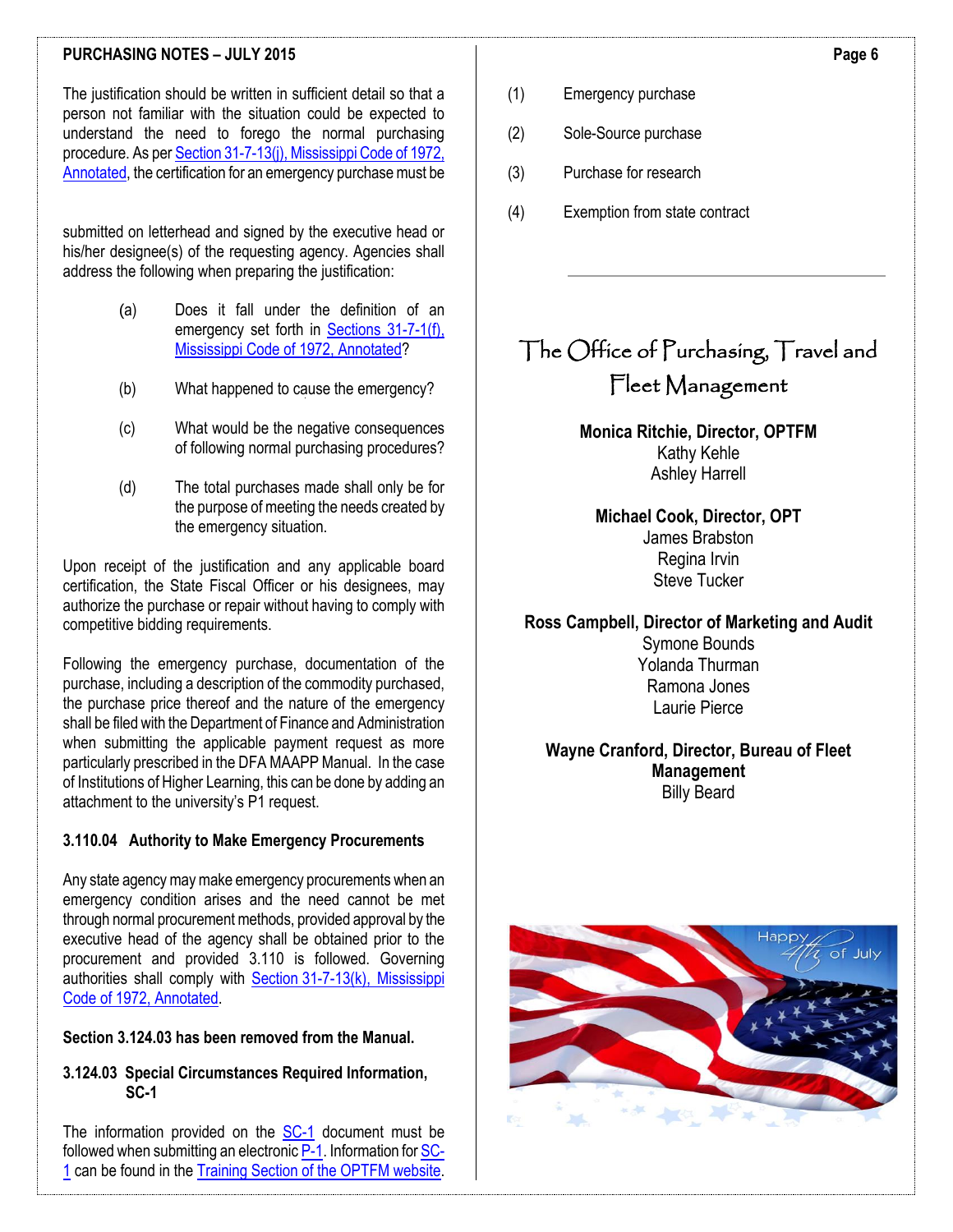The justification should be written in sufficient detail so that a person not familiar with the situation could be expected to understand the need to forego the normal purchasing procedure. As per Section 31-7-13(j), Mississippi Code of 1972, Annotated, the certification for an emergency purchase must be submitted on letterhead and signed by the executive head or his/her designee(s) of the requesting agency. Agencies shall address the following when preparing the justification:

(a) Does it fall under the definition of an emergency set forth in Sections 31-7-1(f), Mississippi Code of 1972, Annotated?

(b) What happened to cause the emergency?

(c) What would be the negative consequences of following normal purchasing procedures?

(d) The total purchases made shall only be for the purpose of meeting the needs created by the emergency situation.

Upon receipt of the justification and any applicable board certification, the State Fiscal Officer or his designees, may authorize the purchase or repair without having to comply with competitive bidding requirements.

Following the emergency purchase, documentation of the purchase, including a description of the commodity purchased, the purchase price thereof and the nature of the emergency shall be filed with the Department of Finance and Administration when submitting the applicable payment request as more particularly prescribed in the DFA MAAPP Manual. In the case of Institutions of Higher Learning, this can be done by adding an attachment to the university's P1 request.

**3.110.04 Authority to Make Emergency Procurements**

Any state agency may make emergency procurements when an emergency condition arises and the need cannot be met through normal procurement methods, provided approval by the executive head of the agency shall be obtained prior to the procurement and provided 3.110 is followed. Governing authorities shall comply with Section 31-7-13(k), Mississippi Code of 1972, Annotated.

**Section 3.124.03 has been removed from the Manual.**

**3.124.03 Special Circumstances Required Information, SC-1**

The information provided on the SC-1 document must be followed when submitting an electronic P-1. Information for SC-1 can be found in the Training Section of the OPTFM website.

(1) Emergency purchase

(2) Sole-Source purchase

(3) Purchase for research

(4) Exemption from state contract

---

## The Office of Purchasing, Travel and Fleet Management

**Monica Ritchie, Director, OPTFM**
Kathy Kehle
Ashley Harrell

**Michael Cook, Director, OPT**
James Brabston
Regina Irvin
Steve Tucker

**Ross Campbell, Director of Marketing and Audit**
Symone Bounds
Yolanda Thurman
Ramona Jones
Laurie Pierce

**Wayne Cranford, Director, Bureau of Fleet Management**
Billy Beard

Happy 4th of July